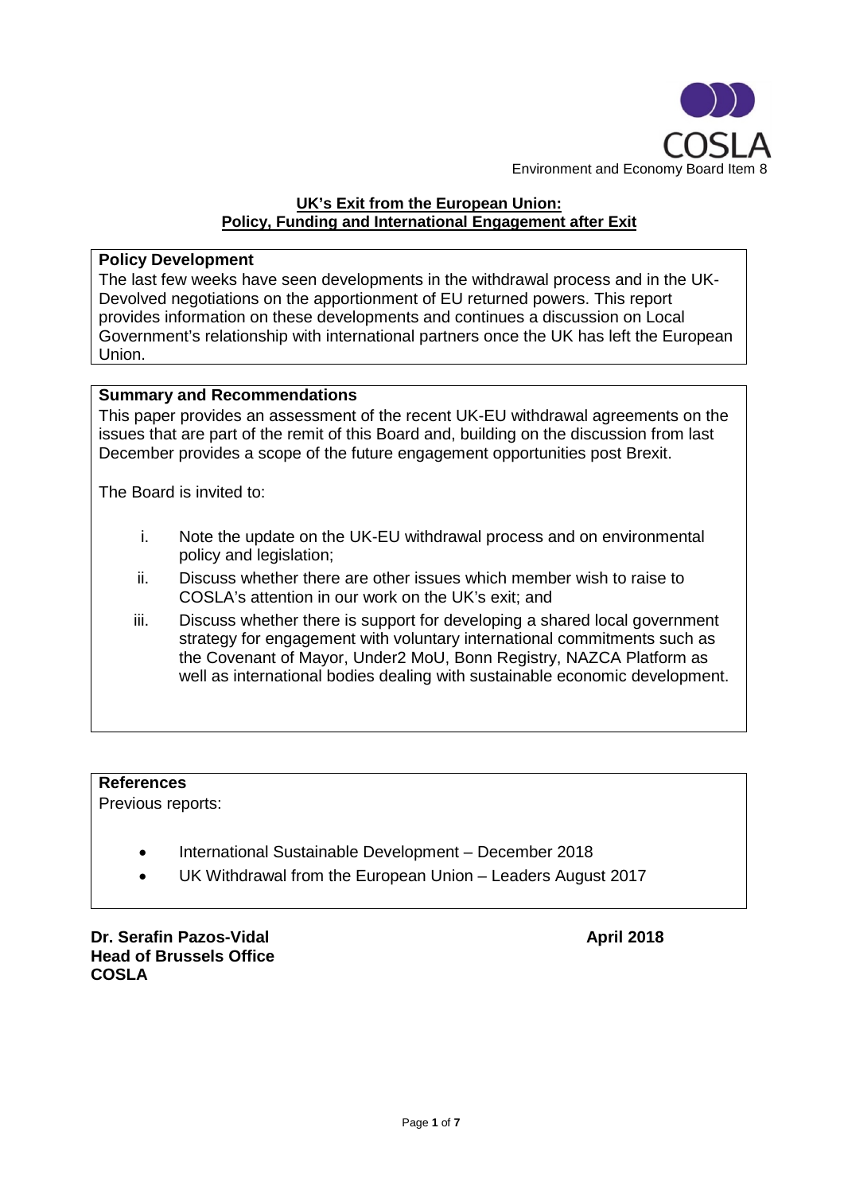COSLA

Environment and Economy Board Item 8

## UK's Exit from the European Union: Policy, Funding and International Engagement after Exit

**Policy Development**

The last few weeks have seen developments in the withdrawal process and in the UK-Devolved negotiations on the apportionment of EU returned powers. This report provides information on these developments and continues a discussion on Local Government's relationship with international partners once the UK has left the European Union.

**Summary and Recommendations**

This paper provides an assessment of the recent UK-EU withdrawal agreements on the issues that are part of the remit of this Board and, building on the discussion from last December provides a scope of the future engagement opportunities post Brexit.

The Board is invited to:

i. Note the update on the UK-EU withdrawal process and on environmental policy and legislation;
ii. Discuss whether there are other issues which member wish to raise to COSLA's attention in our work on the UK's exit; and
iii. Discuss whether there is support for developing a shared local government strategy for engagement with voluntary international commitments such as the Covenant of Mayor, Under2 MoU, Bonn Registry, NAZCA Platform as well as international bodies dealing with sustainable economic development.

**References**

Previous reports:

- International Sustainable Development – December 2018
- UK Withdrawal from the European Union – Leaders August 2017

**Dr. Serafin Pazos-Vidal**
**Head of Brussels Office**
**COSLA**

**April 2018**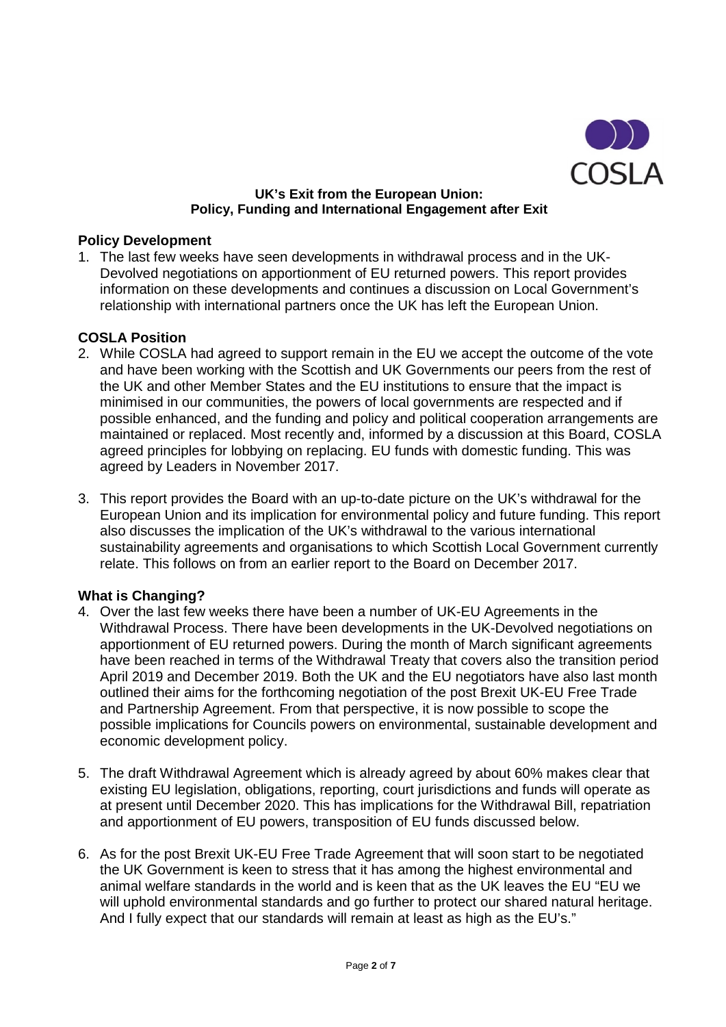**UK's Exit from the European Union:**
**Policy, Funding and International Engagement after Exit**

## Policy Development

1. The last few weeks have seen developments in withdrawal process and in the UK-Devolved negotiations on apportionment of EU returned powers. This report provides information on these developments and continues a discussion on Local Government's relationship with international partners once the UK has left the European Union.

## COSLA Position

2. While COSLA had agreed to support remain in the EU we accept the outcome of the vote and have been working with the Scottish and UK Governments our peers from the rest of the UK and other Member States and the EU institutions to ensure that the impact is minimised in our communities, the powers of local governments are respected and if possible enhanced, and the funding and policy and political cooperation arrangements are maintained or replaced. Most recently and, informed by a discussion at this Board, COSLA agreed principles for lobbying on replacing. EU funds with domestic funding. This was agreed by Leaders in November 2017.

3. This report provides the Board with an up-to-date picture on the UK's withdrawal for the European Union and its implication for environmental policy and future funding. This report also discusses the implication of the UK's withdrawal to the various international sustainability agreements and organisations to which Scottish Local Government currently relate. This follows on from an earlier report to the Board on December 2017.

## What is Changing?

4. Over the last few weeks there have been a number of UK-EU Agreements in the Withdrawal Process. There have been developments in the UK-Devolved negotiations on apportionment of EU returned powers. During the month of March significant agreements have been reached in terms of the Withdrawal Treaty that covers also the transition period April 2019 and December 2019. Both the UK and the EU negotiators have also last month outlined their aims for the forthcoming negotiation of the post Brexit UK-EU Free Trade and Partnership Agreement. From that perspective, it is now possible to scope the possible implications for Councils powers on environmental, sustainable development and economic development policy.

5. The draft Withdrawal Agreement which is already agreed by about 60% makes clear that existing EU legislation, obligations, reporting, court jurisdictions and funds will operate as at present until December 2020. This has implications for the Withdrawal Bill, repatriation and apportionment of EU powers, transposition of EU funds discussed below.

6. As for the post Brexit UK-EU Free Trade Agreement that will soon start to be negotiated the UK Government is keen to stress that it has among the highest environmental and animal welfare standards in the world and is keen that as the UK leaves the EU "EU we will uphold environmental standards and go further to protect our shared natural heritage. And I fully expect that our standards will remain at least as high as the EU's."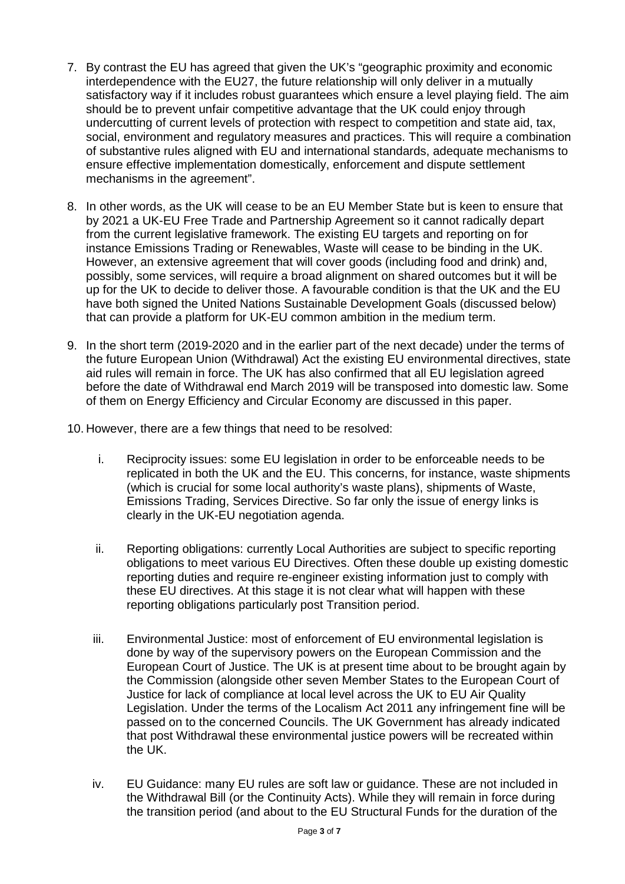7. By contrast the EU has agreed that given the UK's "geographic proximity and economic interdependence with the EU27, the future relationship will only deliver in a mutually satisfactory way if it includes robust guarantees which ensure a level playing field. The aim should be to prevent unfair competitive advantage that the UK could enjoy through undercutting of current levels of protection with respect to competition and state aid, tax, social, environment and regulatory measures and practices. This will require a combination of substantive rules aligned with EU and international standards, adequate mechanisms to ensure effective implementation domestically, enforcement and dispute settlement mechanisms in the agreement".

8. In other words, as the UK will cease to be an EU Member State but is keen to ensure that by 2021 a UK-EU Free Trade and Partnership Agreement so it cannot radically depart from the current legislative framework. The existing EU targets and reporting on for instance Emissions Trading or Renewables, Waste will cease to be binding in the UK. However, an extensive agreement that will cover goods (including food and drink) and, possibly, some services, will require a broad alignment on shared outcomes but it will be up for the UK to decide to deliver those. A favourable condition is that the UK and the EU have both signed the United Nations Sustainable Development Goals (discussed below) that can provide a platform for UK-EU common ambition in the medium term.

9. In the short term (2019-2020 and in the earlier part of the next decade) under the terms of the future European Union (Withdrawal) Act the existing EU environmental directives, state aid rules will remain in force. The UK has also confirmed that all EU legislation agreed before the date of Withdrawal end March 2019 will be transposed into domestic law. Some of them on Energy Efficiency and Circular Economy are discussed in this paper.

10. However, there are a few things that need to be resolved:

    i. Reciprocity issues: some EU legislation in order to be enforceable needs to be replicated in both the UK and the EU. This concerns, for instance, waste shipments (which is crucial for some local authority's waste plans), shipments of Waste, Emissions Trading, Services Directive. So far only the issue of energy links is clearly in the UK-EU negotiation agenda.

    ii. Reporting obligations: currently Local Authorities are subject to specific reporting obligations to meet various EU Directives. Often these double up existing domestic reporting duties and require re-engineer existing information just to comply with these EU directives. At this stage it is not clear what will happen with these reporting obligations particularly post Transition period.

    iii. Environmental Justice: most of enforcement of EU environmental legislation is done by way of the supervisory powers on the European Commission and the European Court of Justice. The UK is at present time about to be brought again by the Commission (alongside other seven Member States to the European Court of Justice for lack of compliance at local level across the UK to EU Air Quality Legislation. Under the terms of the Localism Act 2011 any infringement fine will be passed on to the concerned Councils. The UK Government has already indicated that post Withdrawal these environmental justice powers will be recreated within the UK.

    iv. EU Guidance: many EU rules are soft law or guidance. These are not included in the Withdrawal Bill (or the Continuity Acts). While they will remain in force during the transition period (and about to the EU Structural Funds for the duration of the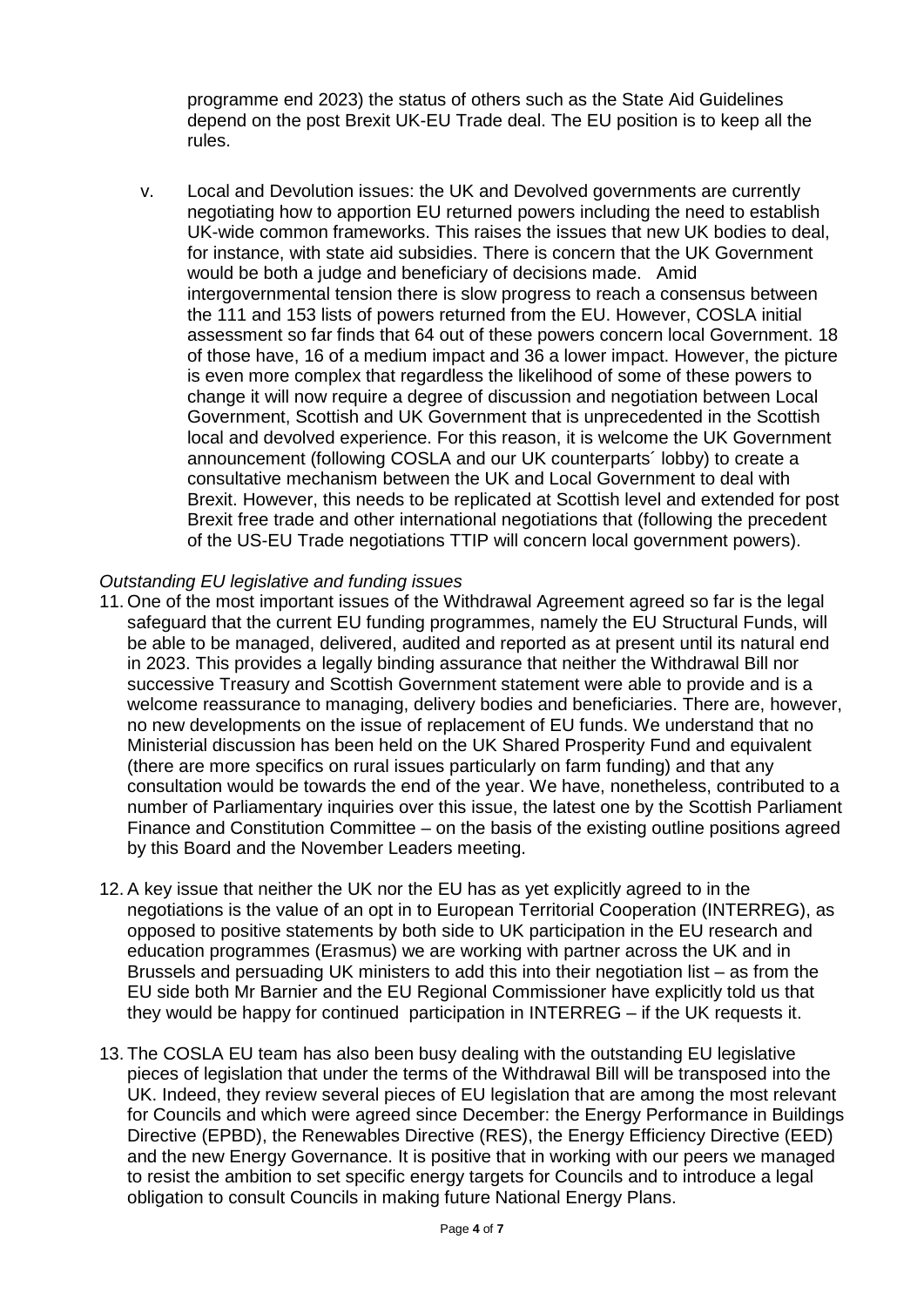programme end 2023) the status of others such as the State Aid Guidelines depend on the post Brexit UK-EU Trade deal. The EU position is to keep all the rules.

v. Local and Devolution issues: the UK and Devolved governments are currently negotiating how to apportion EU returned powers including the need to establish UK-wide common frameworks. This raises the issues that new UK bodies to deal, for instance, with state aid subsidies. There is concern that the UK Government would be both a judge and beneficiary of decisions made. Amid intergovernmental tension there is slow progress to reach a consensus between the 111 and 153 lists of powers returned from the EU. However, COSLA initial assessment so far finds that 64 out of these powers concern local Government. 18 of those have, 16 of a medium impact and 36 a lower impact. However, the picture is even more complex that regardless the likelihood of some of these powers to change it will now require a degree of discussion and negotiation between Local Government, Scottish and UK Government that is unprecedented in the Scottish local and devolved experience. For this reason, it is welcome the UK Government announcement (following COSLA and our UK counterparts´ lobby) to create a consultative mechanism between the UK and Local Government to deal with Brexit. However, this needs to be replicated at Scottish level and extended for post Brexit free trade and other international negotiations that (following the precedent of the US-EU Trade negotiations TTIP will concern local government powers).

*Outstanding EU legislative and funding issues*

11. One of the most important issues of the Withdrawal Agreement agreed so far is the legal safeguard that the current EU funding programmes, namely the EU Structural Funds, will be able to be managed, delivered, audited and reported as at present until its natural end in 2023. This provides a legally binding assurance that neither the Withdrawal Bill nor successive Treasury and Scottish Government statement were able to provide and is a welcome reassurance to managing, delivery bodies and beneficiaries. There are, however, no new developments on the issue of replacement of EU funds. We understand that no Ministerial discussion has been held on the UK Shared Prosperity Fund and equivalent (there are more specifics on rural issues particularly on farm funding) and that any consultation would be towards the end of the year. We have, nonetheless, contributed to a number of Parliamentary inquiries over this issue, the latest one by the Scottish Parliament Finance and Constitution Committee – on the basis of the existing outline positions agreed by this Board and the November Leaders meeting.

12. A key issue that neither the UK nor the EU has as yet explicitly agreed to in the negotiations is the value of an opt in to European Territorial Cooperation (INTERREG), as opposed to positive statements by both side to UK participation in the EU research and education programmes (Erasmus) we are working with partner across the UK and in Brussels and persuading UK ministers to add this into their negotiation list – as from the EU side both Mr Barnier and the EU Regional Commissioner have explicitly told us that they would be happy for continued participation in INTERREG – if the UK requests it.

13. The COSLA EU team has also been busy dealing with the outstanding EU legislative pieces of legislation that under the terms of the Withdrawal Bill will be transposed into the UK. Indeed, they review several pieces of EU legislation that are among the most relevant for Councils and which were agreed since December: the Energy Performance in Buildings Directive (EPBD), the Renewables Directive (RES), the Energy Efficiency Directive (EED) and the new Energy Governance. It is positive that in working with our peers we managed to resist the ambition to set specific energy targets for Councils and to introduce a legal obligation to consult Councils in making future National Energy Plans.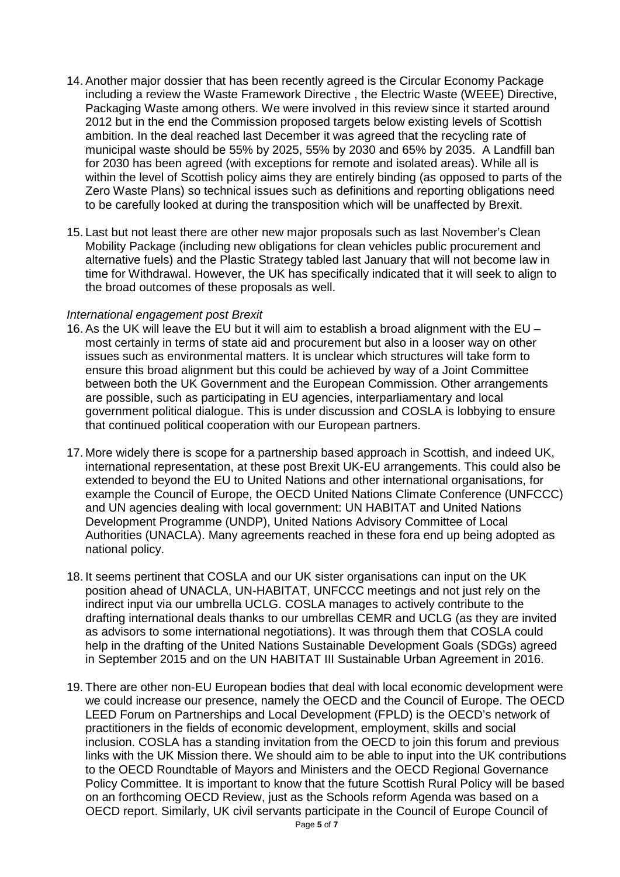14. Another major dossier that has been recently agreed is the Circular Economy Package including a review the Waste Framework Directive , the Electric Waste (WEEE) Directive, Packaging Waste among others. We were involved in this review since it started around 2012 but in the end the Commission proposed targets below existing levels of Scottish ambition. In the deal reached last December it was agreed that the recycling rate of municipal waste should be 55% by 2025, 55% by 2030 and 65% by 2035. A Landfill ban for 2030 has been agreed (with exceptions for remote and isolated areas). While all is within the level of Scottish policy aims they are entirely binding (as opposed to parts of the Zero Waste Plans) so technical issues such as definitions and reporting obligations need to be carefully looked at during the transposition which will be unaffected by Brexit.

15. Last but not least there are other new major proposals such as last November's Clean Mobility Package (including new obligations for clean vehicles public procurement and alternative fuels) and the Plastic Strategy tabled last January that will not become law in time for Withdrawal. However, the UK has specifically indicated that it will seek to align to the broad outcomes of these proposals as well.

*International engagement post Brexit*

16. As the UK will leave the EU but it will aim to establish a broad alignment with the EU – most certainly in terms of state aid and procurement but also in a looser way on other issues such as environmental matters. It is unclear which structures will take form to ensure this broad alignment but this could be achieved by way of a Joint Committee between both the UK Government and the European Commission. Other arrangements are possible, such as participating in EU agencies, interparliamentary and local government political dialogue. This is under discussion and COSLA is lobbying to ensure that continued political cooperation with our European partners.

17. More widely there is scope for a partnership based approach in Scottish, and indeed UK, international representation, at these post Brexit UK-EU arrangements. This could also be extended to beyond the EU to United Nations and other international organisations, for example the Council of Europe, the OECD United Nations Climate Conference (UNFCCC) and UN agencies dealing with local government: UN HABITAT and United Nations Development Programme (UNDP), United Nations Advisory Committee of Local Authorities (UNACLA). Many agreements reached in these fora end up being adopted as national policy.

18. It seems pertinent that COSLA and our UK sister organisations can input on the UK position ahead of UNACLA, UN-HABITAT, UNFCCC meetings and not just rely on the indirect input via our umbrella UCLG. COSLA manages to actively contribute to the drafting international deals thanks to our umbrellas CEMR and UCLG (as they are invited as advisors to some international negotiations). It was through them that COSLA could help in the drafting of the United Nations Sustainable Development Goals (SDGs) agreed in September 2015 and on the UN HABITAT III Sustainable Urban Agreement in 2016.

19. There are other non-EU European bodies that deal with local economic development were we could increase our presence, namely the OECD and the Council of Europe. The OECD LEED Forum on Partnerships and Local Development (FPLD) is the OECD's network of practitioners in the fields of economic development, employment, skills and social inclusion. COSLA has a standing invitation from the OECD to join this forum and previous links with the UK Mission there. We should aim to be able to input into the UK contributions to the OECD Roundtable of Mayors and Ministers and the OECD Regional Governance Policy Committee. It is important to know that the future Scottish Rural Policy will be based on an forthcoming OECD Review, just as the Schools reform Agenda was based on a OECD report. Similarly, UK civil servants participate in the Council of Europe Council of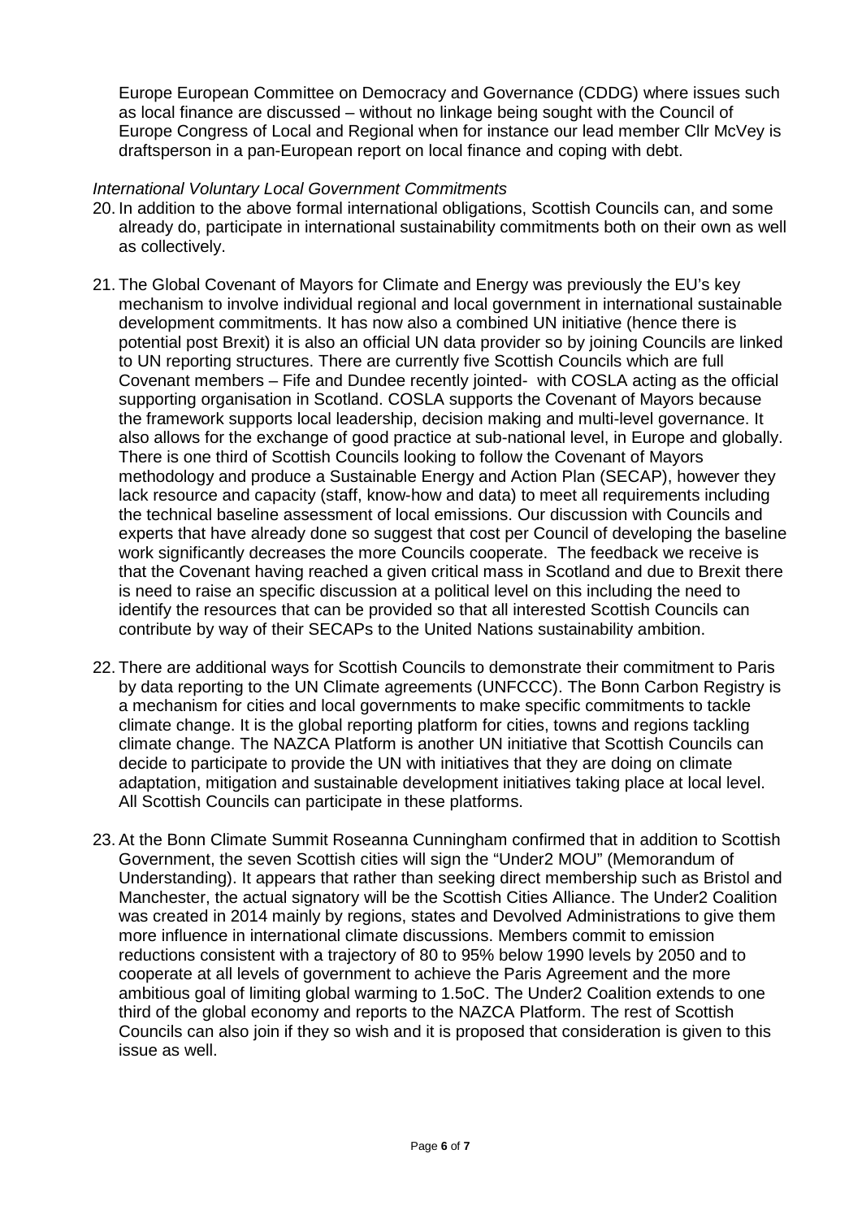Europe European Committee on Democracy and Governance (CDDG) where issues such as local finance are discussed – without no linkage being sought with the Council of Europe Congress of Local and Regional when for instance our lead member Cllr McVey is draftsperson in a pan-European report on local finance and coping with debt.

*International Voluntary Local Government Commitments*

20. In addition to the above formal international obligations, Scottish Councils can, and some already do, participate in international sustainability commitments both on their own as well as collectively.

21. The Global Covenant of Mayors for Climate and Energy was previously the EU's key mechanism to involve individual regional and local government in international sustainable development commitments. It has now also a combined UN initiative (hence there is potential post Brexit) it is also an official UN data provider so by joining Councils are linked to UN reporting structures. There are currently five Scottish Councils which are full Covenant members – Fife and Dundee recently jointed- with COSLA acting as the official supporting organisation in Scotland. COSLA supports the Covenant of Mayors because the framework supports local leadership, decision making and multi-level governance. It also allows for the exchange of good practice at sub-national level, in Europe and globally. There is one third of Scottish Councils looking to follow the Covenant of Mayors methodology and produce a Sustainable Energy and Action Plan (SECAP), however they lack resource and capacity (staff, know-how and data) to meet all requirements including the technical baseline assessment of local emissions. Our discussion with Councils and experts that have already done so suggest that cost per Council of developing the baseline work significantly decreases the more Councils cooperate. The feedback we receive is that the Covenant having reached a given critical mass in Scotland and due to Brexit there is need to raise an specific discussion at a political level on this including the need to identify the resources that can be provided so that all interested Scottish Councils can contribute by way of their SECAPs to the United Nations sustainability ambition.

22. There are additional ways for Scottish Councils to demonstrate their commitment to Paris by data reporting to the UN Climate agreements (UNFCCC). The Bonn Carbon Registry is a mechanism for cities and local governments to make specific commitments to tackle climate change. It is the global reporting platform for cities, towns and regions tackling climate change. The NAZCA Platform is another UN initiative that Scottish Councils can decide to participate to provide the UN with initiatives that they are doing on climate adaptation, mitigation and sustainable development initiatives taking place at local level. All Scottish Councils can participate in these platforms.

23. At the Bonn Climate Summit Roseanna Cunningham confirmed that in addition to Scottish Government, the seven Scottish cities will sign the "Under2 MOU" (Memorandum of Understanding). It appears that rather than seeking direct membership such as Bristol and Manchester, the actual signatory will be the Scottish Cities Alliance. The Under2 Coalition was created in 2014 mainly by regions, states and Devolved Administrations to give them more influence in international climate discussions. Members commit to emission reductions consistent with a trajectory of 80 to 95% below 1990 levels by 2050 and to cooperate at all levels of government to achieve the Paris Agreement and the more ambitious goal of limiting global warming to 1.5oC. The Under2 Coalition extends to one third of the global economy and reports to the NAZCA Platform. The rest of Scottish Councils can also join if they so wish and it is proposed that consideration is given to this issue as well.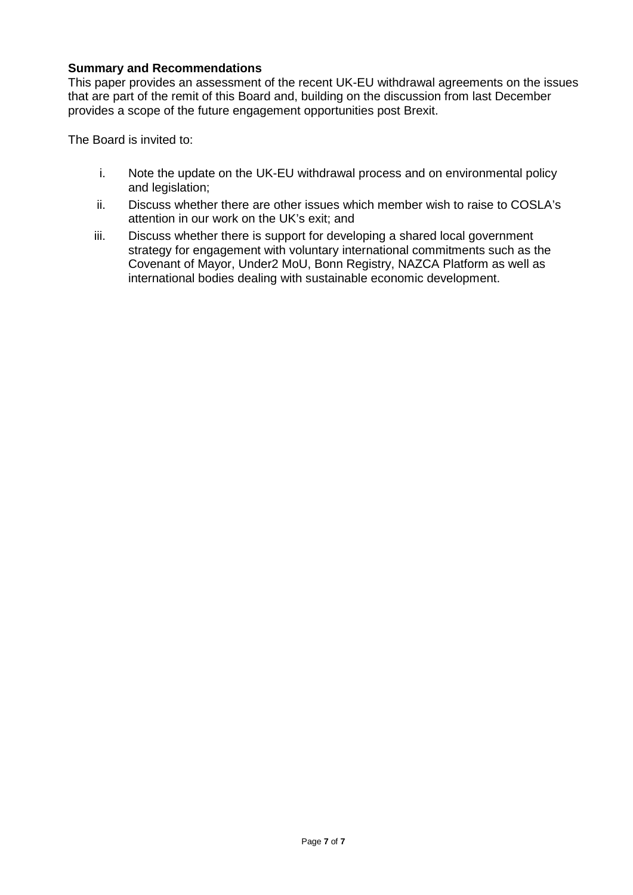**Summary and Recommendations**

This paper provides an assessment of the recent UK-EU withdrawal agreements on the issues that are part of the remit of this Board and, building on the discussion from last December provides a scope of the future engagement opportunities post Brexit.

The Board is invited to:

1. Note the update on the UK-EU withdrawal process and on environmental policy and legislation;
2. Discuss whether there are other issues which member wish to raise to COSLA's attention in our work on the UK's exit; and
3. Discuss whether there is support for developing a shared local government strategy for engagement with voluntary international commitments such as the Covenant of Mayor, Under2 MoU, Bonn Registry, NAZCA Platform as well as international bodies dealing with sustainable economic development.